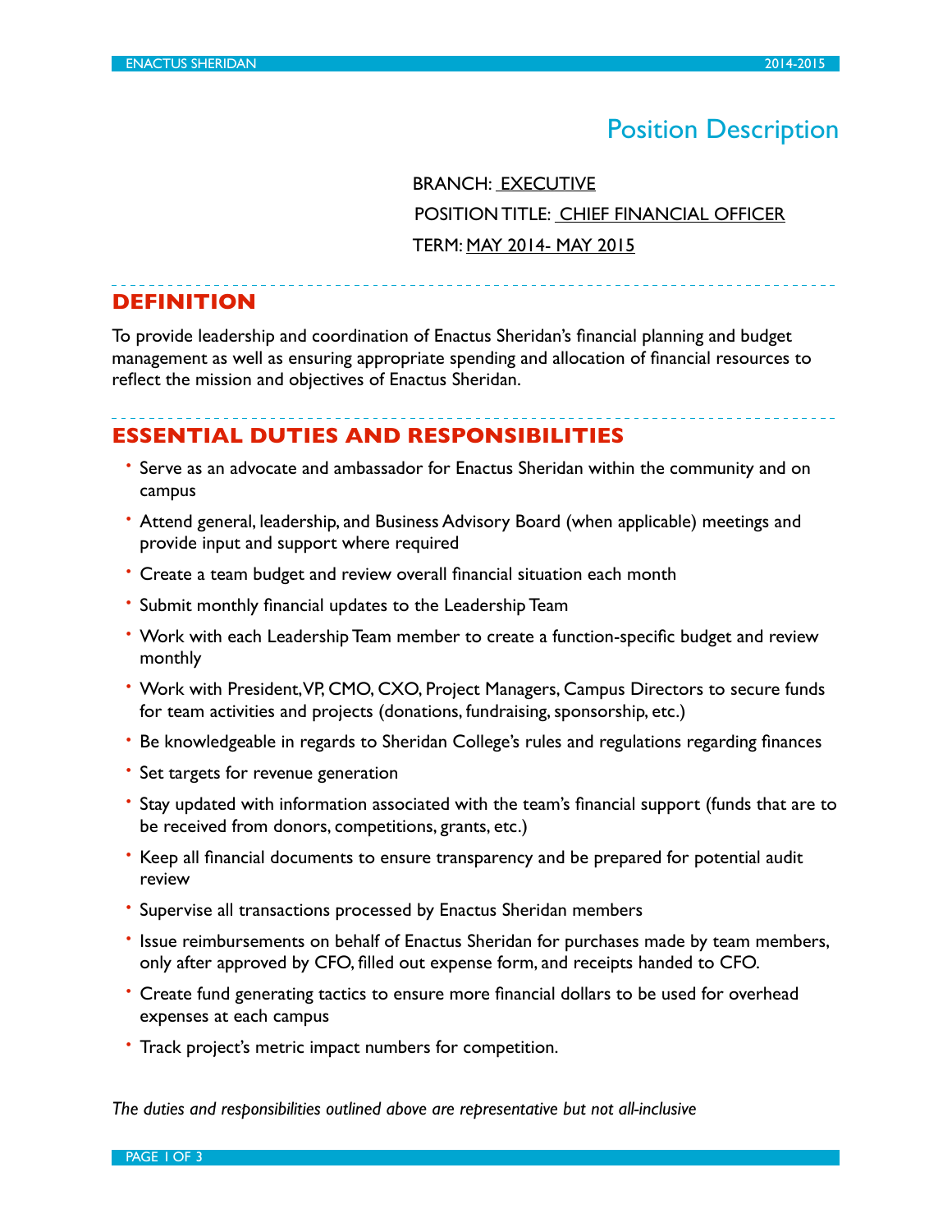# Position Description

BRANCH: EXECUTIVE

POSITION TITLE: CHIEF FINANCIAL OFFICER

TERM: MAY 2014- MAY 2015

## DEFINITION

To provide leadership and coordination of Enactus Sheridan's financial planning and budget management as well as ensuring appropriate spending and allocation of financial resources to reflect the mission and objectives of Enactus Sheridan.

## ESSENTIAL DUTIES AND RESPONSIBILITIES

- Serve as an advocate and ambassador for Enactus Sheridan within the community and on campus
- Attend general, leadership, and Business Advisory Board (when applicable) meetings and provide input and support where required
- Create a team budget and review overall financial situation each month
- Submit monthly financial updates to the Leadership Team
- Work with each Leadership Team member to create a function-specific budget and review monthly
- Work with President, VP, CMO, CXO, Project Managers, Campus Directors to secure funds for team activities and projects (donations, fundraising, sponsorship, etc.)
- Be knowledgeable in regards to Sheridan College's rules and regulations regarding finances
- Set targets for revenue generation
- Stay updated with information associated with the team's financial support (funds that are to be received from donors, competitions, grants, etc.)
- Keep all financial documents to ensure transparency and be prepared for potential audit review
- Supervise all transactions processed by Enactus Sheridan members
- Issue reimbursements on behalf of Enactus Sheridan for purchases made by team members, only after approved by CFO, filled out expense form, and receipts handed to CFO.
- Create fund generating tactics to ensure more financial dollars to be used for overhead expenses at each campus
- Track project's metric impact numbers for competition.

*The duties and responsibilities outlined above are representative but not all-inclusive*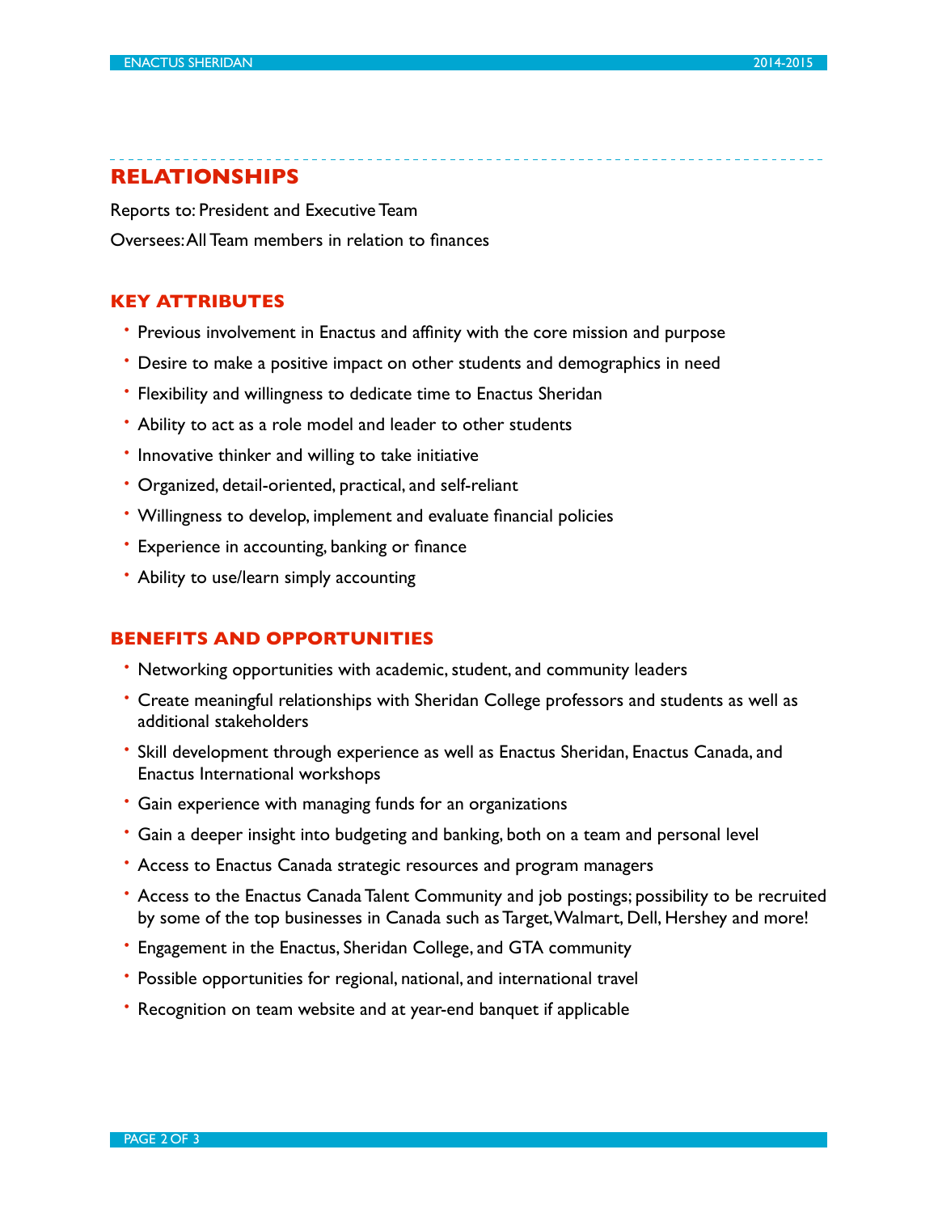## RELATIONSHIPS

Reports to: President and Executive Team

Oversees: All Team members in relation to finances

## KEY ATTRIBUTES

- Previous involvement in Enactus and affinity with the core mission and purpose
- Desire to make a positive impact on other students and demographics in need
- Flexibility and willingness to dedicate time to Enactus Sheridan
- Ability to act as a role model and leader to other students
- Innovative thinker and willing to take initiative
- Organized, detail-oriented, practical, and self-reliant
- Willingness to develop, implement and evaluate financial policies
- Experience in accounting, banking or finance
- Ability to use/learn simply accounting

## BENEFITS AND OPPORTUNITIES

- Networking opportunities with academic, student, and community leaders
- Create meaningful relationships with Sheridan College professors and students as well as additional stakeholders
- Skill development through experience as well as Enactus Sheridan, Enactus Canada, and Enactus International workshops
- Gain experience with managing funds for an organizations
- Gain a deeper insight into budgeting and banking, both on a team and personal level
- Access to Enactus Canada strategic resources and program managers
- Access to the Enactus Canada Talent Community and job postings; possibility to be recruited by some of the top businesses in Canada such as Target, Walmart, Dell, Hershey and more!
- Engagement in the Enactus, Sheridan College, and GTA community
- Possible opportunities for regional, national, and international travel
- Recognition on team website and at year-end banquet if applicable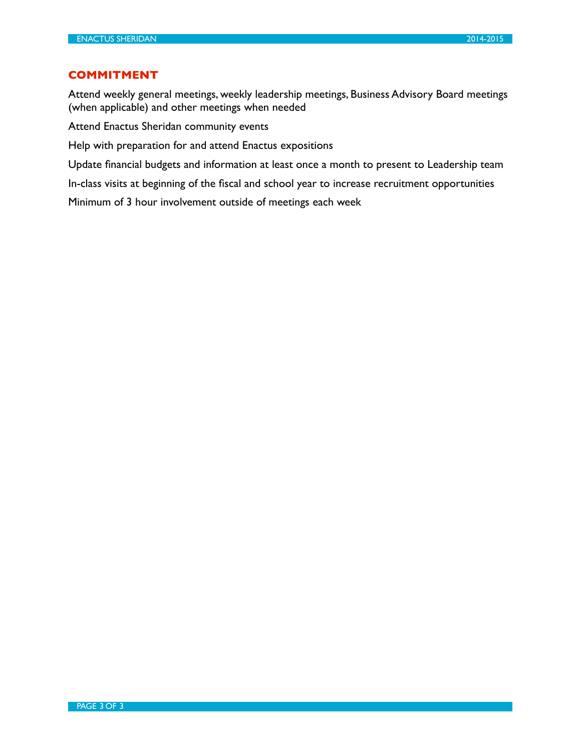## COMMITMENT

Attend weekly general meetings, weekly leadership meetings, Business Advisory Board meetings (when applicable) and other meetings when needed

Attend Enactus Sheridan community events

Help with preparation for and attend Enactus expositions

Update financial budgets and information at least once a month to present to Leadership team

In-class visits at beginning of the fiscal and school year to increase recruitment opportunities

Minimum of 3 hour involvement outside of meetings each week